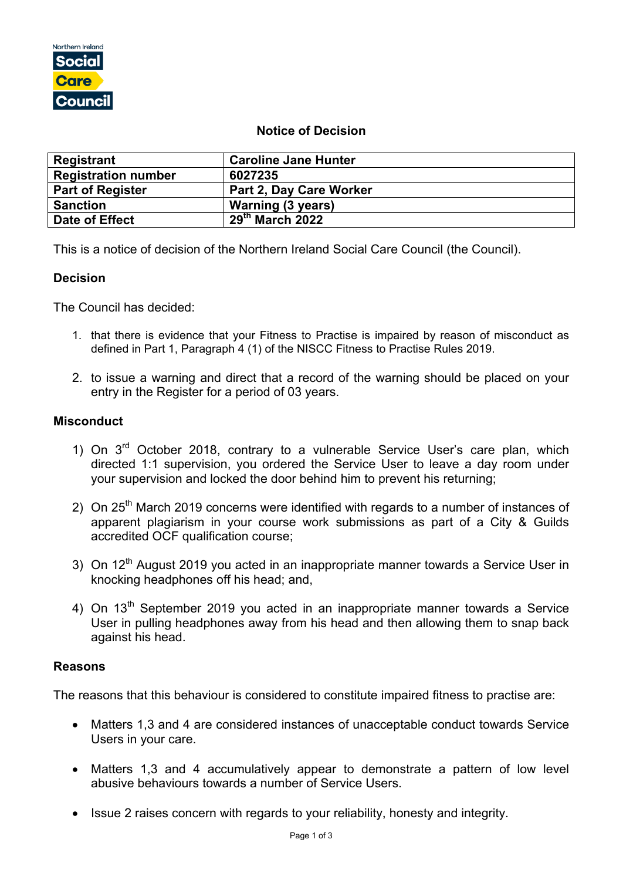Northern Ireland Social Care Council

## Notice of Decision

| Registrant | Caroline Jane Hunter |
|---|---|
| Registration number | 6027235 |
| Part of Register | Part 2, Day Care Worker |
| Sanction | Warning (3 years) |
| Date of Effect | 29th March 2022 |

This is a notice of decision of the Northern Ireland Social Care Council (the Council).

### Decision

The Council has decided:

1. that there is evidence that your Fitness to Practise is impaired by reason of misconduct as defined in Part 1, Paragraph 4 (1) of the NISCC Fitness to Practise Rules 2019.
2. to issue a warning and direct that a record of the warning should be placed on your entry in the Register for a period of 03 years.

### Misconduct

1) On 3rd October 2018, contrary to a vulnerable Service User's care plan, which directed 1:1 supervision, you ordered the Service User to leave a day room under your supervision and locked the door behind him to prevent his returning;
2) On 25th March 2019 concerns were identified with regards to a number of instances of apparent plagiarism in your course work submissions as part of a City & Guilds accredited QCF qualification course;
3) On 12th August 2019 you acted in an inappropriate manner towards a Service User in knocking headphones off his head; and,
4) On 13th September 2019 you acted in an inappropriate manner towards a Service User in pulling headphones away from his head and then allowing them to snap back against his head.

### Reasons

The reasons that this behaviour is considered to constitute impaired fitness to practise are:

- Matters 1,3 and 4 are considered instances of unacceptable conduct towards Service Users in your care.
- Matters 1,3 and 4 accumulatively appear to demonstrate a pattern of low level abusive behaviours towards a number of Service Users.
- Issue 2 raises concern with regards to your reliability, honesty and integrity.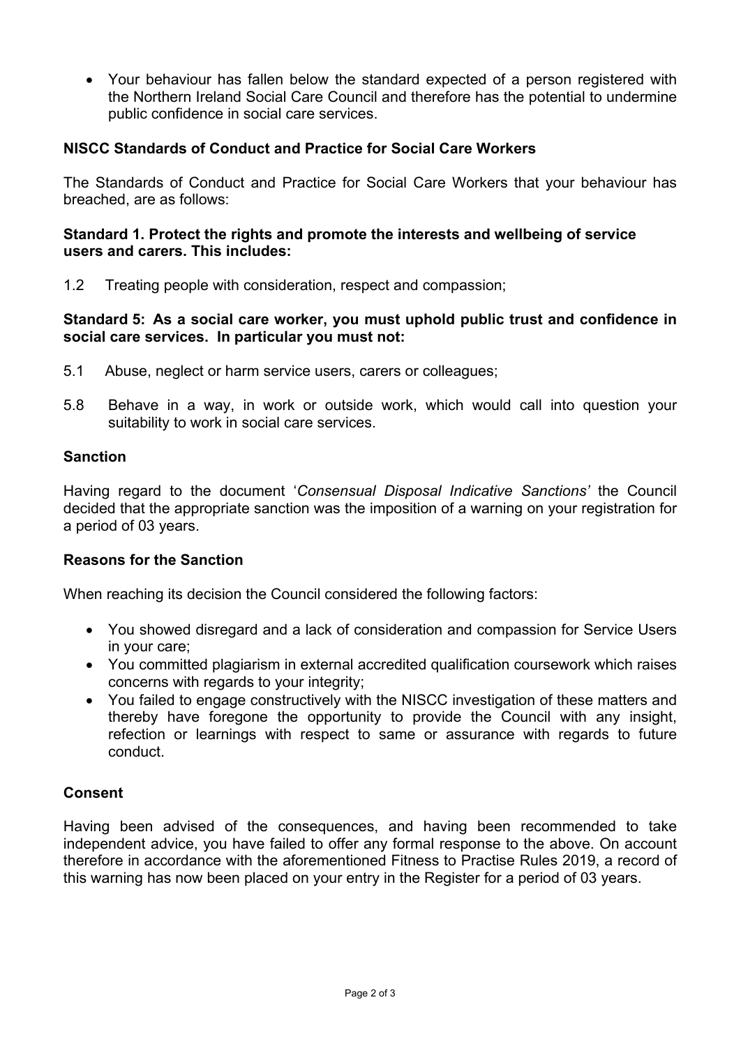- Your behaviour has fallen below the standard expected of a person registered with the Northern Ireland Social Care Council and therefore has the potential to undermine public confidence in social care services.

**NISCC Standards of Conduct and Practice for Social Care Workers**

The Standards of Conduct and Practice for Social Care Workers that your behaviour has breached, are as follows:

**Standard 1. Protect the rights and promote the interests and wellbeing of service users and carers. This includes:**

1.2 Treating people with consideration, respect and compassion;

**Standard 5: As a social care worker, you must uphold public trust and confidence in social care services. In particular you must not:**

5.1 Abuse, neglect or harm service users, carers or colleagues;

5.8 Behave in a way, in work or outside work, which would call into question your suitability to work in social care services.

**Sanction**

Having regard to the document '*Consensual Disposal Indicative Sanctions'* the Council decided that the appropriate sanction was the imposition of a warning on your registration for a period of 03 years.

**Reasons for the Sanction**

When reaching its decision the Council considered the following factors:

- You showed disregard and a lack of consideration and compassion for Service Users in your care;
- You committed plagiarism in external accredited qualification coursework which raises concerns with regards to your integrity;
- You failed to engage constructively with the NISCC investigation of these matters and thereby have foregone the opportunity to provide the Council with any insight, refection or learnings with respect to same or assurance with regards to future conduct.

**Consent**

Having been advised of the consequences, and having been recommended to take independent advice, you have failed to offer any formal response to the above. On account therefore in accordance with the aforementioned Fitness to Practise Rules 2019, a record of this warning has now been placed on your entry in the Register for a period of 03 years.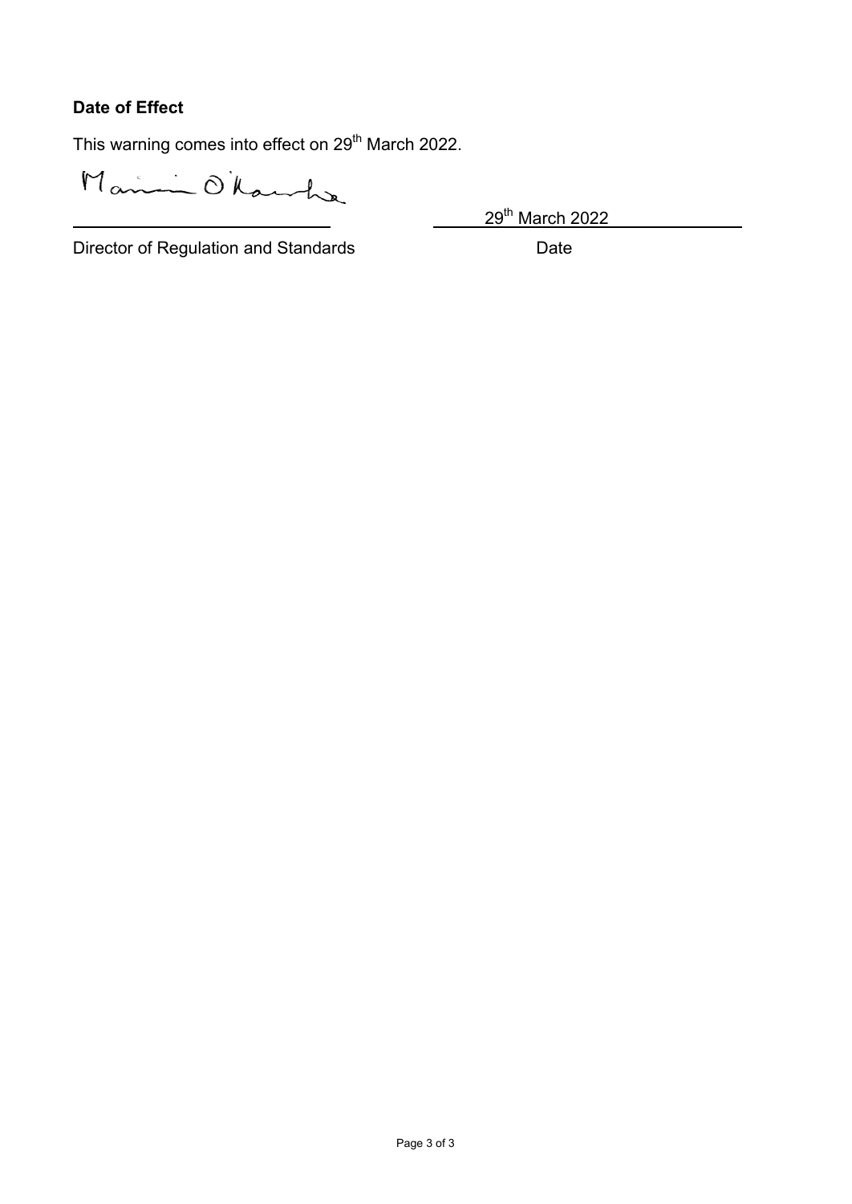## Date of Effect

This warning comes into effect on 29th March 2022.

29th March 2022

Director of Regulation and Standards

Date